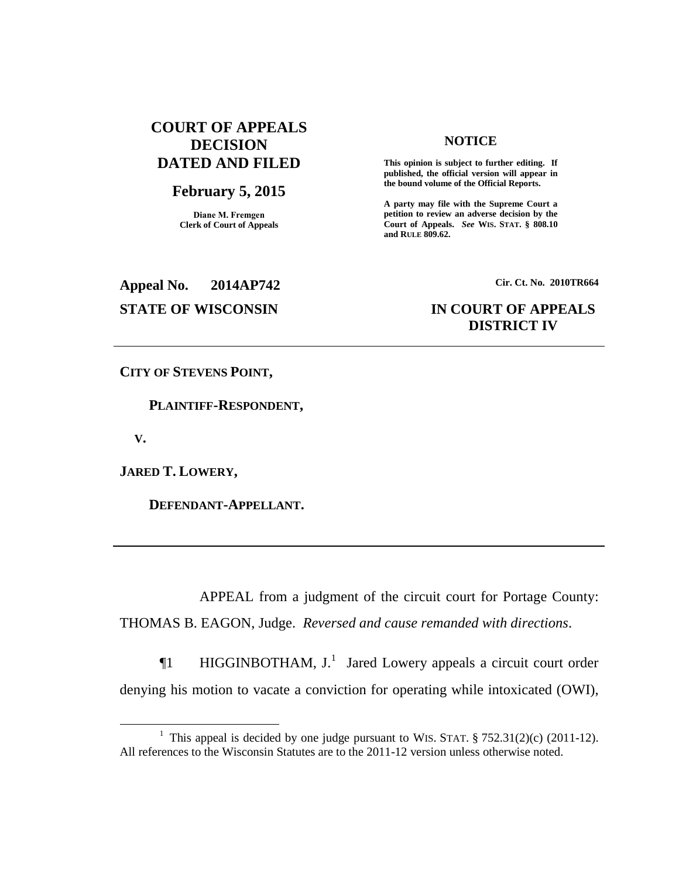**COURT OF APPEALS DECISION DATED AND FILED**

**February 5, 2015**

**Diane M. Fremgen**
**Clerk of Court of Appeals**

**NOTICE**

**This opinion is subject to further editing. If published, the official version will appear in the bound volume of the Official Reports.**

**A party may file with the Supreme Court a petition to review an adverse decision by the Court of Appeals.** ***See*** **WIS. STAT. § 808.10 and RULE 809.62.**

**Appeal No. 2014AP742** **Cir. Ct. No. 2010TR664**

**STATE OF WISCONSIN** **IN COURT OF APPEALS**
**DISTRICT IV**

---

**CITY OF STEVENS POINT,**

**PLAINTIFF-RESPONDENT,**

**V.**

**JARED T. LOWERY,**

**DEFENDANT-APPELLANT.**

---

APPEAL from a judgment of the circuit court for Portage County: THOMAS B. EAGON, Judge. *Reversed and cause remanded with directions*.

¶1 HIGGINBOTHAM, J.[1] Jared Lowery appeals a circuit court order denying his motion to vacate a conviction for operating while intoxicated (OWI),

---

[1] This appeal is decided by one judge pursuant to WIS. STAT. § 752.31(2)(c) (2011-12). All references to the Wisconsin Statutes are to the 2011-12 version unless otherwise noted.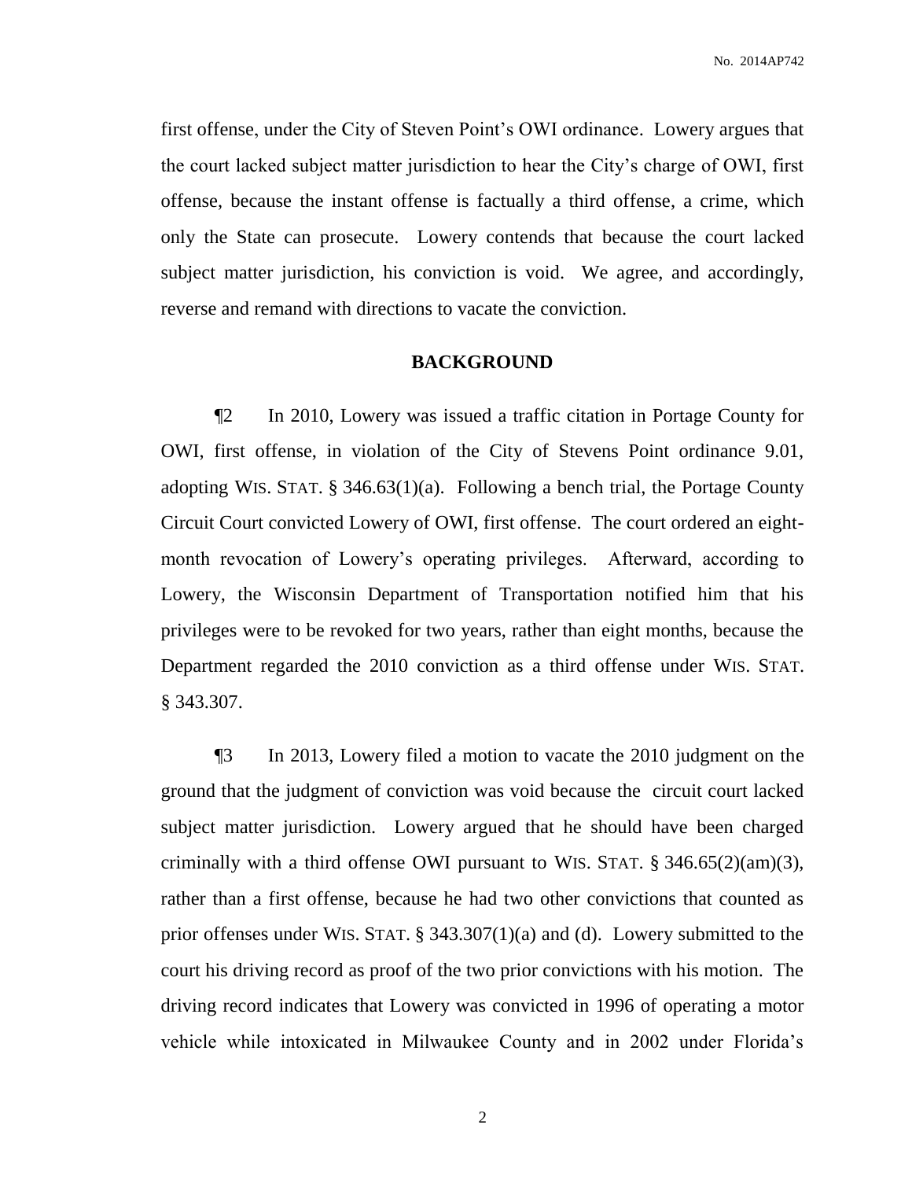first offense, under the City of Steven Point's OWI ordinance. Lowery argues that the court lacked subject matter jurisdiction to hear the City's charge of OWI, first offense, because the instant offense is factually a third offense, a crime, which only the State can prosecute. Lowery contends that because the court lacked subject matter jurisdiction, his conviction is void. We agree, and accordingly, reverse and remand with directions to vacate the conviction.

## BACKGROUND

¶2 In 2010, Lowery was issued a traffic citation in Portage County for OWI, first offense, in violation of the City of Stevens Point ordinance 9.01, adopting WIS. STAT. § 346.63(1)(a). Following a bench trial, the Portage County Circuit Court convicted Lowery of OWI, first offense. The court ordered an eight-month revocation of Lowery's operating privileges. Afterward, according to Lowery, the Wisconsin Department of Transportation notified him that his privileges were to be revoked for two years, rather than eight months, because the Department regarded the 2010 conviction as a third offense under WIS. STAT. § 343.307.

¶3 In 2013, Lowery filed a motion to vacate the 2010 judgment on the ground that the judgment of conviction was void because the circuit court lacked subject matter jurisdiction. Lowery argued that he should have been charged criminally with a third offense OWI pursuant to WIS. STAT. § 346.65(2)(am)(3), rather than a first offense, because he had two other convictions that counted as prior offenses under WIS. STAT. § 343.307(1)(a) and (d). Lowery submitted to the court his driving record as proof of the two prior convictions with his motion. The driving record indicates that Lowery was convicted in 1996 of operating a motor vehicle while intoxicated in Milwaukee County and in 2002 under Florida's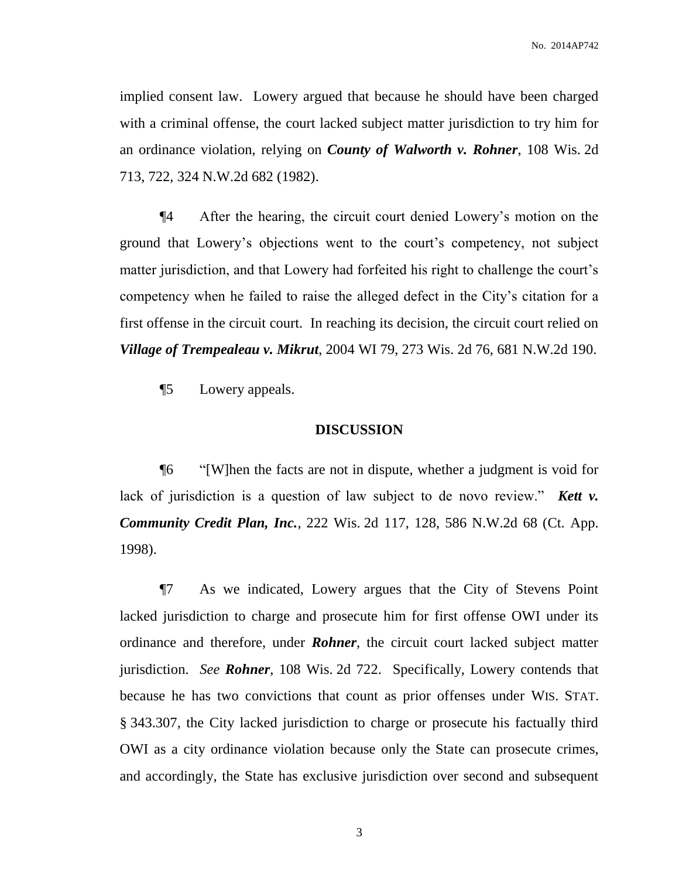implied consent law. Lowery argued that because he should have been charged with a criminal offense, the court lacked subject matter jurisdiction to try him for an ordinance violation, relying on ***County of Walworth v. Rohner***, 108 Wis. 2d 713, 722, 324 N.W.2d 682 (1982).

¶4 After the hearing, the circuit court denied Lowery's motion on the ground that Lowery's objections went to the court's competency, not subject matter jurisdiction, and that Lowery had forfeited his right to challenge the court's competency when he failed to raise the alleged defect in the City's citation for a first offense in the circuit court. In reaching its decision, the circuit court relied on ***Village of Trempealeau v. Mikrut***, 2004 WI 79, 273 Wis. 2d 76, 681 N.W.2d 190.

¶5 Lowery appeals.

## DISCUSSION

¶6 "[W]hen the facts are not in dispute, whether a judgment is void for lack of jurisdiction is a question of law subject to de novo review." ***Kett v. Community Credit Plan, Inc.***, 222 Wis. 2d 117, 128, 586 N.W.2d 68 (Ct. App. 1998).

¶7 As we indicated, Lowery argues that the City of Stevens Point lacked jurisdiction to charge and prosecute him for first offense OWI under its ordinance and therefore, under ***Rohner***, the circuit court lacked subject matter jurisdiction. *See* ***Rohner***, 108 Wis. 2d 722. Specifically, Lowery contends that because he has two convictions that count as prior offenses under WIS. STAT. § 343.307, the City lacked jurisdiction to charge or prosecute his factually third OWI as a city ordinance violation because only the State can prosecute crimes, and accordingly, the State has exclusive jurisdiction over second and subsequent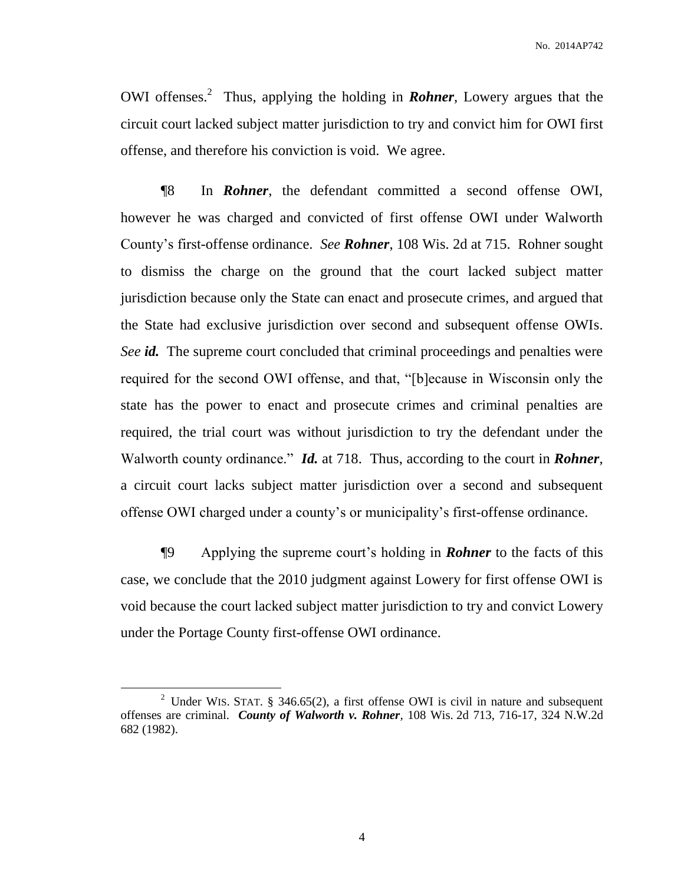OWI offenses.[2] Thus, applying the holding in ***Rohner***, Lowery argues that the circuit court lacked subject matter jurisdiction to try and convict him for OWI first offense, and therefore his conviction is void. We agree.

¶8 In ***Rohner***, the defendant committed a second offense OWI, however he was charged and convicted of first offense OWI under Walworth County's first-offense ordinance. *See* ***Rohner***, 108 Wis. 2d at 715. Rohner sought to dismiss the charge on the ground that the court lacked subject matter jurisdiction because only the State can enact and prosecute crimes, and argued that the State had exclusive jurisdiction over second and subsequent offense OWIs. *See* ***id.*** The supreme court concluded that criminal proceedings and penalties were required for the second OWI offense, and that, "[b]ecause in Wisconsin only the state has the power to enact and prosecute crimes and criminal penalties are required, the trial court was without jurisdiction to try the defendant under the Walworth county ordinance." ***Id.*** at 718. Thus, according to the court in ***Rohner***, a circuit court lacks subject matter jurisdiction over a second and subsequent offense OWI charged under a county's or municipality's first-offense ordinance.

¶9 Applying the supreme court's holding in ***Rohner*** to the facts of this case, we conclude that the 2010 judgment against Lowery for first offense OWI is void because the court lacked subject matter jurisdiction to try and convict Lowery under the Portage County first-offense OWI ordinance.

---

[2] Under WIS. STAT. § 346.65(2), a first offense OWI is civil in nature and subsequent offenses are criminal. ***County of Walworth v. Rohner***, 108 Wis. 2d 713, 716-17, 324 N.W.2d 682 (1982).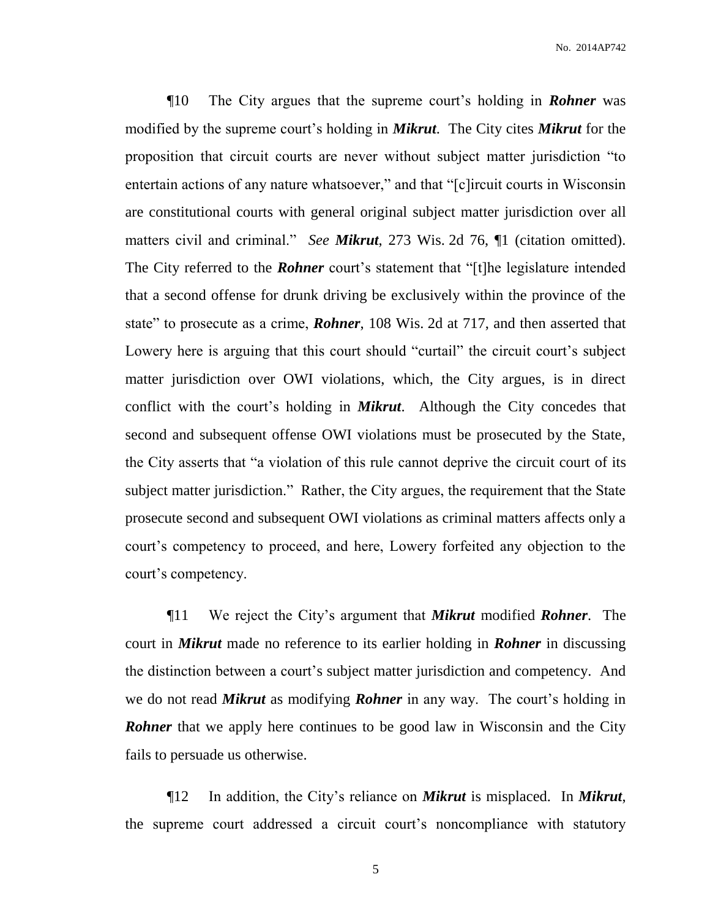¶10 The City argues that the supreme court's holding in ***Rohner*** was modified by the supreme court's holding in ***Mikrut***. The City cites ***Mikrut*** for the proposition that circuit courts are never without subject matter jurisdiction "to entertain actions of any nature whatsoever," and that "[c]ircuit courts in Wisconsin are constitutional courts with general original subject matter jurisdiction over all matters civil and criminal." *See* ***Mikrut***, 273 Wis. 2d 76, ¶1 (citation omitted). The City referred to the ***Rohner*** court's statement that "[t]he legislature intended that a second offense for drunk driving be exclusively within the province of the state" to prosecute as a crime, ***Rohner***, 108 Wis. 2d at 717, and then asserted that Lowery here is arguing that this court should "curtail" the circuit court's subject matter jurisdiction over OWI violations, which, the City argues, is in direct conflict with the court's holding in ***Mikrut***. Although the City concedes that second and subsequent offense OWI violations must be prosecuted by the State, the City asserts that "a violation of this rule cannot deprive the circuit court of its subject matter jurisdiction." Rather, the City argues, the requirement that the State prosecute second and subsequent OWI violations as criminal matters affects only a court's competency to proceed, and here, Lowery forfeited any objection to the court's competency.

¶11 We reject the City's argument that ***Mikrut*** modified ***Rohner***. The court in ***Mikrut*** made no reference to its earlier holding in ***Rohner*** in discussing the distinction between a court's subject matter jurisdiction and competency. And we do not read ***Mikrut*** as modifying ***Rohner*** in any way. The court's holding in ***Rohner*** that we apply here continues to be good law in Wisconsin and the City fails to persuade us otherwise.

¶12 In addition, the City's reliance on ***Mikrut*** is misplaced. In ***Mikrut***, the supreme court addressed a circuit court's noncompliance with statutory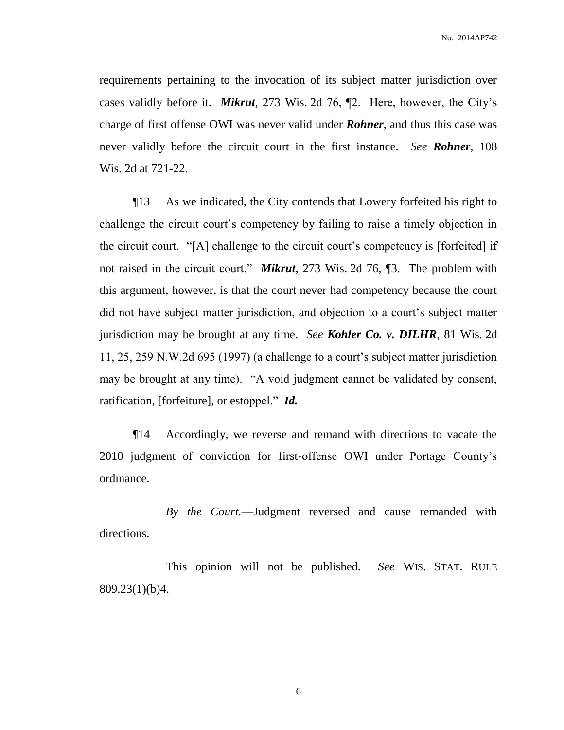requirements pertaining to the invocation of its subject matter jurisdiction over cases validly before it. ***Mikrut***, 273 Wis. 2d 76, ¶2. Here, however, the City's charge of first offense OWI was never valid under ***Rohner***, and thus this case was never validly before the circuit court in the first instance. *See* ***Rohner***, 108 Wis. 2d at 721-22.

¶13 As we indicated, the City contends that Lowery forfeited his right to challenge the circuit court's competency by failing to raise a timely objection in the circuit court. "[A] challenge to the circuit court's competency is [forfeited] if not raised in the circuit court." ***Mikrut***, 273 Wis. 2d 76, ¶3. The problem with this argument, however, is that the court never had competency because the court did not have subject matter jurisdiction, and objection to a court's subject matter jurisdiction may be brought at any time. *See* ***Kohler Co. v. DILHR***, 81 Wis. 2d 11, 25, 259 N.W.2d 695 (1997) (a challenge to a court's subject matter jurisdiction may be brought at any time). "A void judgment cannot be validated by consent, ratification, [forfeiture], or estoppel." ***Id.***

¶14 Accordingly, we reverse and remand with directions to vacate the 2010 judgment of conviction for first-offense OWI under Portage County's ordinance.

*By the Court.*—Judgment reversed and cause remanded with directions.

This opinion will not be published. *See* WIS. STAT. RULE 809.23(1)(b)4.